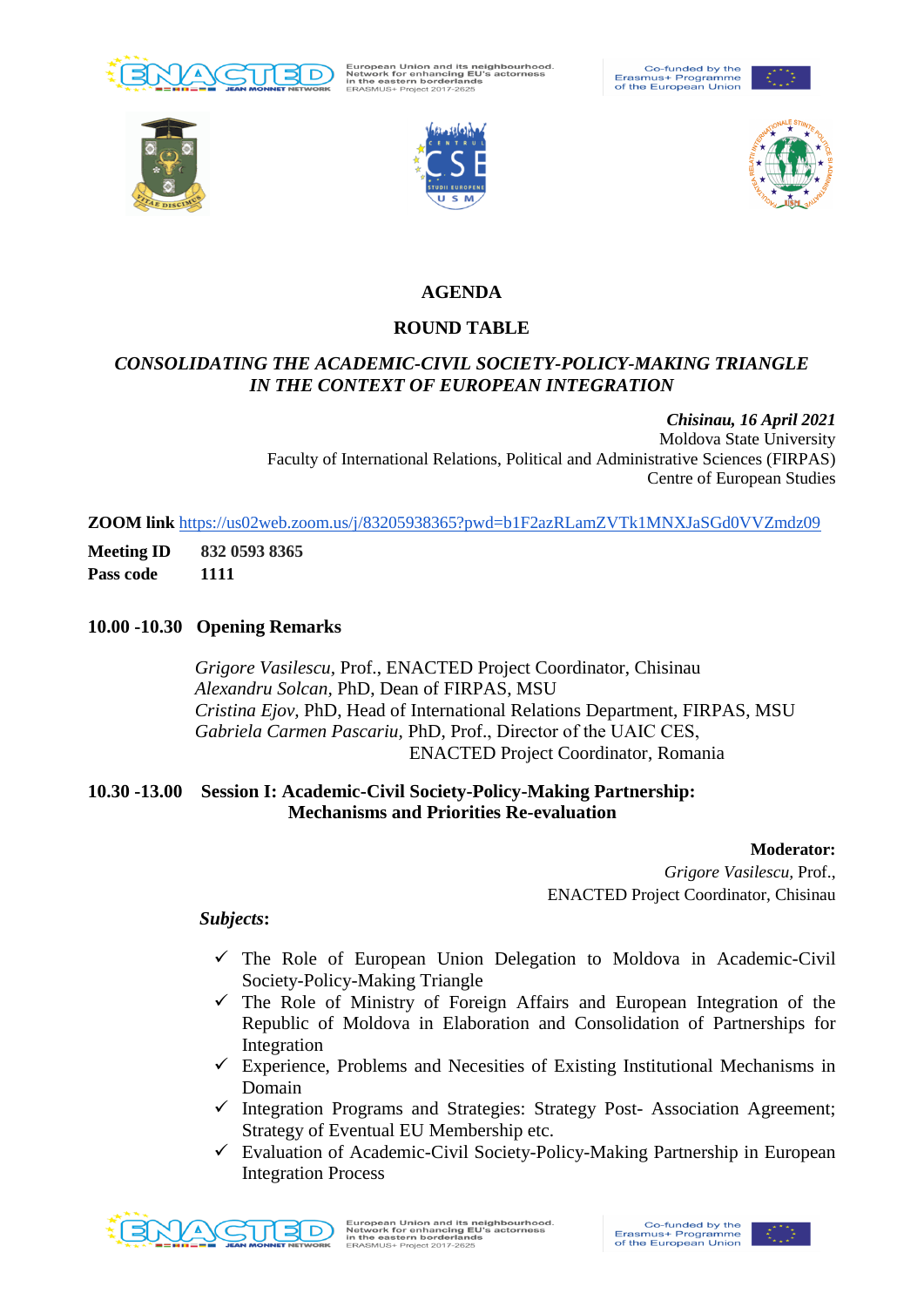# AGENDA

## ROUND TABLE

## *CONSOLIDATING THE ACADEMIC-CIVIL SOCIETY-POLICY-MAKING TRIANGLE IN THE CONTEXT OF EUROPEAN INTEGRATION*

***Chisinau, 16 April 2021***
Moldova State University
Faculty of International Relations, Political and Administrative Sciences (FIRPAS)
Centre of European Studies

**ZOOM link** https://us02web.zoom.us/j/83205938365?pwd=b1F2azRLamZVTk1MNXJaSGd0VVZmdz09

**Meeting ID** **832 0593 8365**
**Pass code** **1111**

**10.00 -10.30 Opening Remarks**

*Grigore Vasilescu*, Prof., ENACTED Project Coordinator, Chisinau
*Alexandru Solcan*, PhD, Dean of FIRPAS, MSU
*Cristina Ejov*, PhD, Head of International Relations Department, FIRPAS, MSU
*Gabriela Carmen Pascariu*, PhD, Prof., Director of the UAIC CES, ENACTED Project Coordinator, Romania

**10.30 -13.00 Session I: Academic-Civil Society-Policy-Making Partnership: Mechanisms and Priorities Re-evaluation**

**Moderator:**
*Grigore Vasilescu*, Prof.,
ENACTED Project Coordinator, Chisinau

***Subjects*:**

- ✓ The Role of European Union Delegation to Moldova in Academic-Civil Society-Policy-Making Triangle
- ✓ The Role of Ministry of Foreign Affairs and European Integration of the Republic of Moldova in Elaboration and Consolidation of Partnerships for Integration
- ✓ Experience, Problems and Necesities of Existing Institutional Mechanisms in Domain
- ✓ Integration Programs and Strategies: Strategy Post- Association Agreement; Strategy of Eventual EU Membership etc.
- ✓ Evaluation of Academic-Civil Society-Policy-Making Partnership in European Integration Process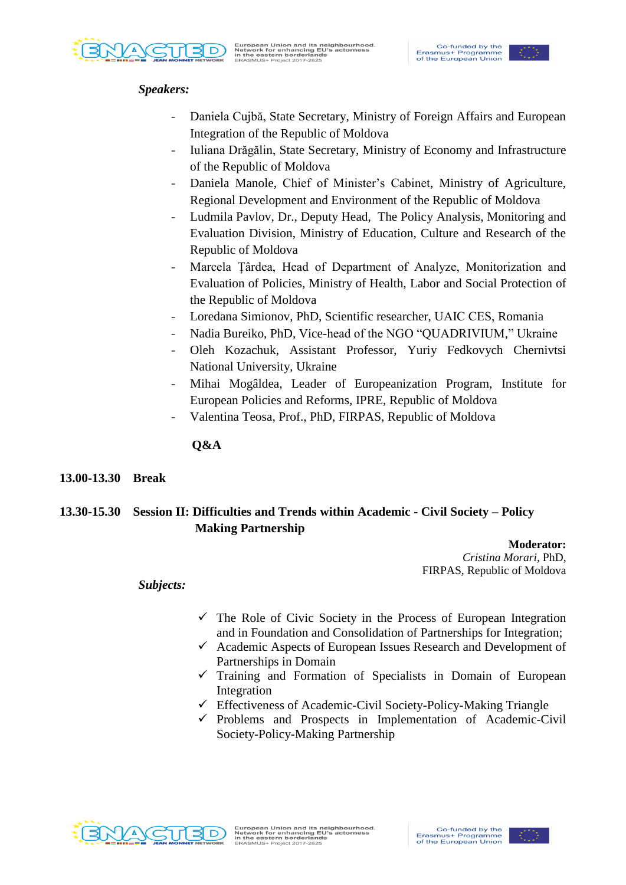***Speakers:***

- Daniela Cujbă, State Secretary, Ministry of Foreign Affairs and European Integration of the Republic of Moldova
- Iuliana Drăgălin, State Secretary, Ministry of Economy and Infrastructure of the Republic of Moldova
- Daniela Manole, Chief of Minister's Cabinet, Ministry of Agriculture, Regional Development and Environment of the Republic of Moldova
- Ludmila Pavlov, Dr., Deputy Head, The Policy Analysis, Monitoring and Evaluation Division, Ministry of Education, Culture and Research of the Republic of Moldova
- Marcela Țârdea, Head of Department of Analyze, Monitorization and Evaluation of Policies, Ministry of Health, Labor and Social Protection of the Republic of Moldova
- Loredana Simionov, PhD, Scientific researcher, UAIC CES, Romania
- Nadia Bureiko, PhD, Vice-head of the NGO "QUADRIVIUM," Ukraine
- Oleh Kozachuk, Assistant Professor, Yuriy Fedkovych Chernivtsi National University, Ukraine
- Mihai Mogâldea, Leader of Europeanization Program, Institute for European Policies and Reforms, IPRE, Republic of Moldova
- Valentina Teosa, Prof., PhD, FIRPAS, Republic of Moldova

**Q&A**

**13.00-13.30 Break**

**13.30-15.30 Session II: Difficulties and Trends within Academic - Civil Society – Policy Making Partnership**

**Moderator:**
*Cristina Morari*, PhD,
FIRPAS, Republic of Moldova

***Subjects:***

- ✓ The Role of Civic Society in the Process of European Integration and in Foundation and Consolidation of Partnerships for Integration;
- ✓ Academic Aspects of European Issues Research and Development of Partnerships in Domain
- ✓ Training and Formation of Specialists in Domain of European Integration
- ✓ Effectiveness of Academic-Civil Society-Policy-Making Triangle
- ✓ Problems and Prospects in Implementation of Academic-Civil Society-Policy-Making Partnership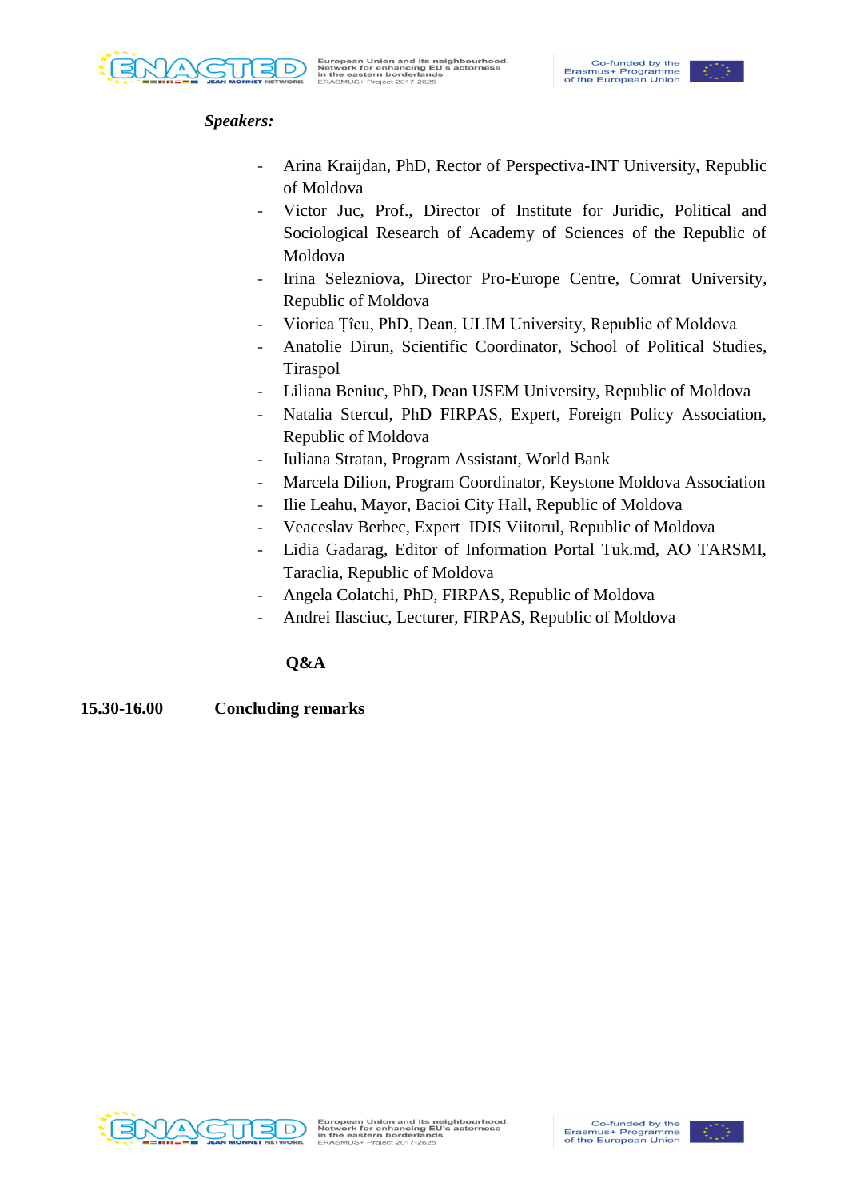***Speakers:***

- Arina Kraijdan, PhD, Rector of Perspectiva-INT University, Republic of Moldova
- Victor Juc, Prof., Director of Institute for Juridic, Political and Sociological Research of Academy of Sciences of the Republic of Moldova
- Irina Selezniova, Director Pro-Europe Centre, Comrat University, Republic of Moldova
- Viorica Țîcu, PhD, Dean, ULIM University, Republic of Moldova
- Anatolie Dirun, Scientific Coordinator, School of Political Studies, Tiraspol
- Liliana Beniuc, PhD, Dean USEM University, Republic of Moldova
- Natalia Stercul, PhD FIRPAS, Expert, Foreign Policy Association, Republic of Moldova
- Iuliana Stratan, Program Assistant, World Bank
- Marcela Dilion, Program Coordinator, Keystone Moldova Association
- Ilie Leahu, Mayor, Bacioi City Hall, Republic of Moldova
- Veaceslav Berbec, Expert IDIS Viitorul, Republic of Moldova
- Lidia Gadarag, Editor of Information Portal Tuk.md, AO TARSMI, Taraclia, Republic of Moldova
- Angela Colatchi, PhD, FIRPAS, Republic of Moldova
- Andrei Ilasciuc, Lecturer, FIRPAS, Republic of Moldova

**Q&A**

**15.30-16.00 Concluding remarks**